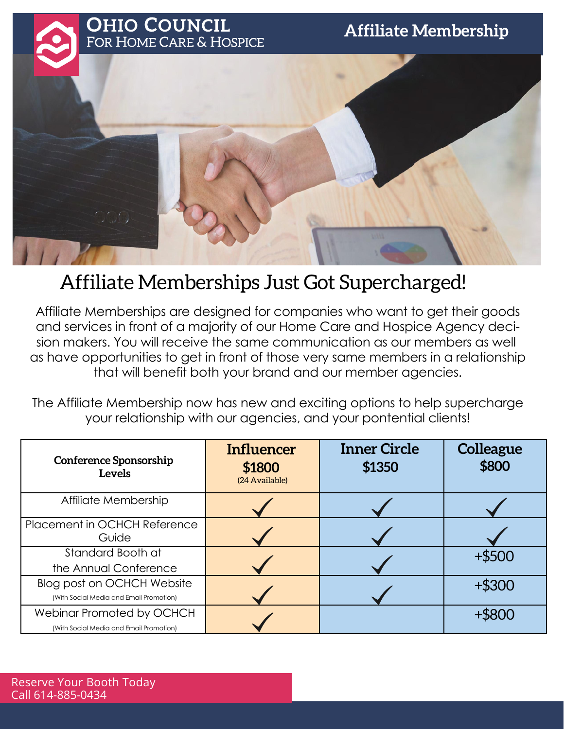# Ohio Council For Home Care & Hospice

## Affiliate Membership

# Affiliate Memberships Just Got Supercharged!

Affiliate Memberships are designed for companies who want to get their goods and services in front of a majority of our Home Care and Hospice Agency decision makers. You will receive the same communication as our members as well as have opportunities to get in front of those very same members in a relationship that will benefit both your brand and our member agencies.

The Affiliate Membership now has new and exciting options to help supercharge your relationship with our agencies, and your pontential clients!

| **Conference Sponsorship Levels** | **Influencer $1800** (24 Available) | **Inner Circle $1350** | **Colleague $800** |
|---|---|---|---|
| Affiliate Membership | ✓ | ✓ | ✓ |
| Placement in OCHCH Reference Guide | ✓ | ✓ | ✓ |
| Standard Booth at the Annual Conference | ✓ | ✓ | +$500 |
| Blog post on OCHCH Website (With Social Media and Email Promotion) | ✓ | ✓ | +$300 |
| Webinar Promoted by OCHCH (With Social Media and Email Promotion) | ✓ | | +$800 |

Reserve Your Booth Today
Call 614-885-0434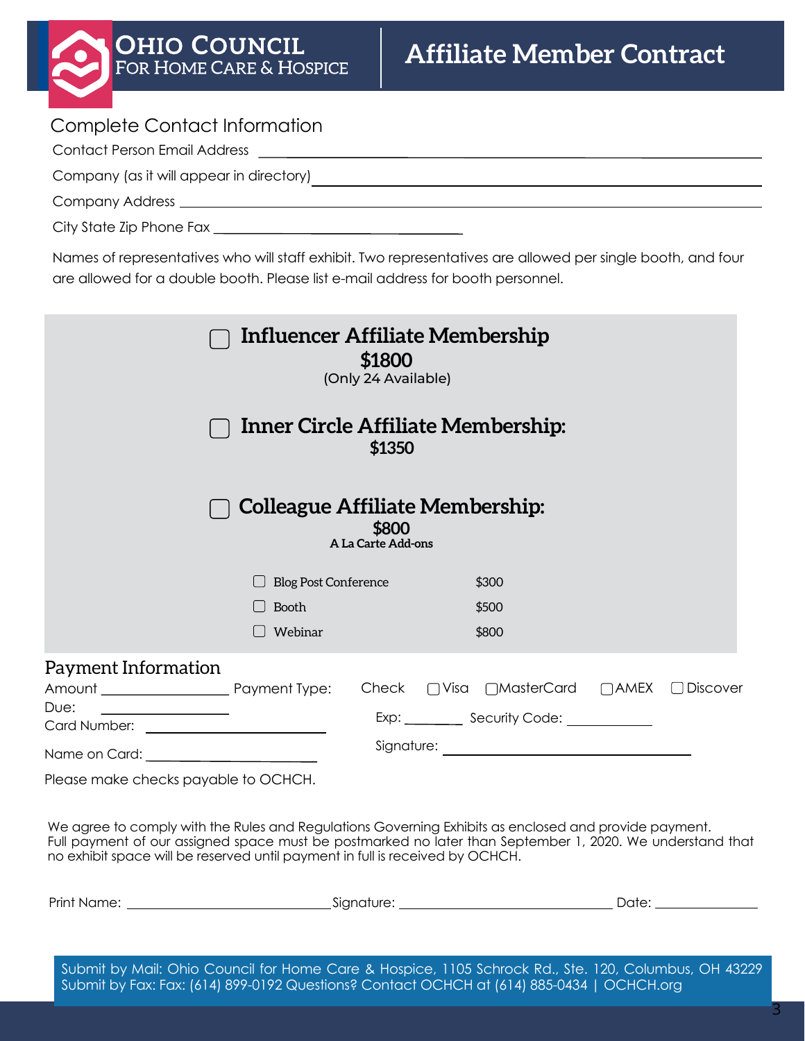# OHIO COUNCIL FOR HOME CARE & HOSPICE

# Affiliate Member Contract

## Complete Contact Information

Contact Person Email Address ____________________

Company (as it will appear in directory) ____________________

Company Address ____________________

City State Zip Phone Fax ____________________

Names of representatives who will staff exhibit. Two representatives are allowed per single booth, and four are allowed for a double booth. Please list e-mail address for booth personnel.

☐ **Influencer Affiliate Membership**
**$1800**
(Only 24 Available)

☐ **Inner Circle Affiliate Membership:**
**$1350**

☐ **Colleague Affiliate Membership:**
**$800**

**A La Carte Add-ons**

| | |
|---|---|
| ☐ Blog Post Conference | $300 |
| ☐ Booth | $500 |
| ☐ Webinar | $800 |

## Payment Information

Amount Due: ____________________ Payment Type: Check ☐ Visa ☐ MasterCard ☐ AMEX ☐ Discover

Card Number: ____________________ Exp: ________ Security Code: ____________

Name on Card: ____________________ Signature: ____________________

Please make checks payable to OCHCH.

We agree to comply with the Rules and Regulations Governing Exhibits as enclosed and provide payment. Full payment of our assigned space must be postmarked no later than September 1, 2020. We understand that no exhibit space will be reserved until payment in full is received by OCHCH.

Print Name: ____________________ Signature: ____________________ Date: ____________

Submit by Mail: Ohio Council for Home Care & Hospice, 1105 Schrock Rd., Ste. 120, Columbus, OH 43229
Submit by Fax: Fax: (614) 899-0192 Questions? Contact OCHCH at (614) 885-0434 | OCHCH.org